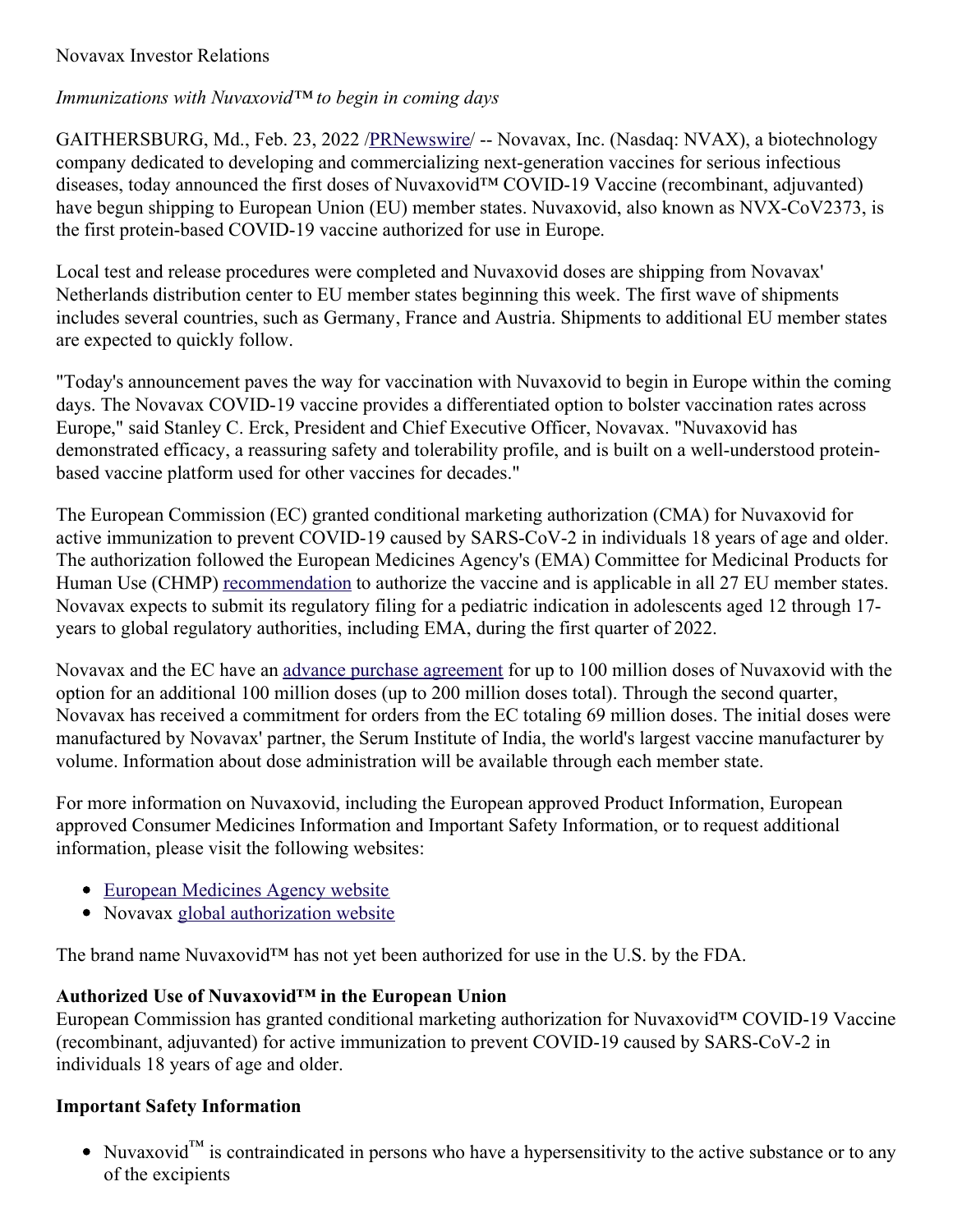Novavax Investor Relations

*Immunizations with Nuvaxovid™ to begin in coming days*

GAITHERSBURG, Md., Feb. 23, 2022 /PRNewswire/ -- Novavax, Inc. (Nasdaq: NVAX), a biotechnology company dedicated to developing and commercializing next-generation vaccines for serious infectious diseases, today announced the first doses of Nuvaxovid™ COVID-19 Vaccine (recombinant, adjuvanted) have begun shipping to European Union (EU) member states. Nuvaxovid, also known as NVX-CoV2373, is the first protein-based COVID-19 vaccine authorized for use in Europe.

Local test and release procedures were completed and Nuvaxovid doses are shipping from Novavax' Netherlands distribution center to EU member states beginning this week. The first wave of shipments includes several countries, such as Germany, France and Austria. Shipments to additional EU member states are expected to quickly follow.

"Today's announcement paves the way for vaccination with Nuvaxovid to begin in Europe within the coming days. The Novavax COVID-19 vaccine provides a differentiated option to bolster vaccination rates across Europe," said Stanley C. Erck, President and Chief Executive Officer, Novavax. "Nuvaxovid has demonstrated efficacy, a reassuring safety and tolerability profile, and is built on a well-understood protein-based vaccine platform used for other vaccines for decades."

The European Commission (EC) granted conditional marketing authorization (CMA) for Nuvaxovid for active immunization to prevent COVID-19 caused by SARS-CoV-2 in individuals 18 years of age and older. The authorization followed the European Medicines Agency's (EMA) Committee for Medicinal Products for Human Use (CHMP) recommendation to authorize the vaccine and is applicable in all 27 EU member states. Novavax expects to submit its regulatory filing for a pediatric indication in adolescents aged 12 through 17-years to global regulatory authorities, including EMA, during the first quarter of 2022.

Novavax and the EC have an advance purchase agreement for up to 100 million doses of Nuvaxovid with the option for an additional 100 million doses (up to 200 million doses total). Through the second quarter, Novavax has received a commitment for orders from the EC totaling 69 million doses. The initial doses were manufactured by Novavax' partner, the Serum Institute of India, the world's largest vaccine manufacturer by volume. Information about dose administration will be available through each member state.

For more information on Nuvaxovid, including the European approved Product Information, European approved Consumer Medicines Information and Important Safety Information, or to request additional information, please visit the following websites:

- European Medicines Agency website
- Novavax global authorization website

The brand name Nuvaxovid™ has not yet been authorized for use in the U.S. by the FDA.

**Authorized Use of Nuvaxovid™ in the European Union**

European Commission has granted conditional marketing authorization for Nuvaxovid™ COVID-19 Vaccine (recombinant, adjuvanted) for active immunization to prevent COVID-19 caused by SARS-CoV-2 in individuals 18 years of age and older.

**Important Safety Information**

- Nuvaxovid™ is contraindicated in persons who have a hypersensitivity to the active substance or to any of the excipients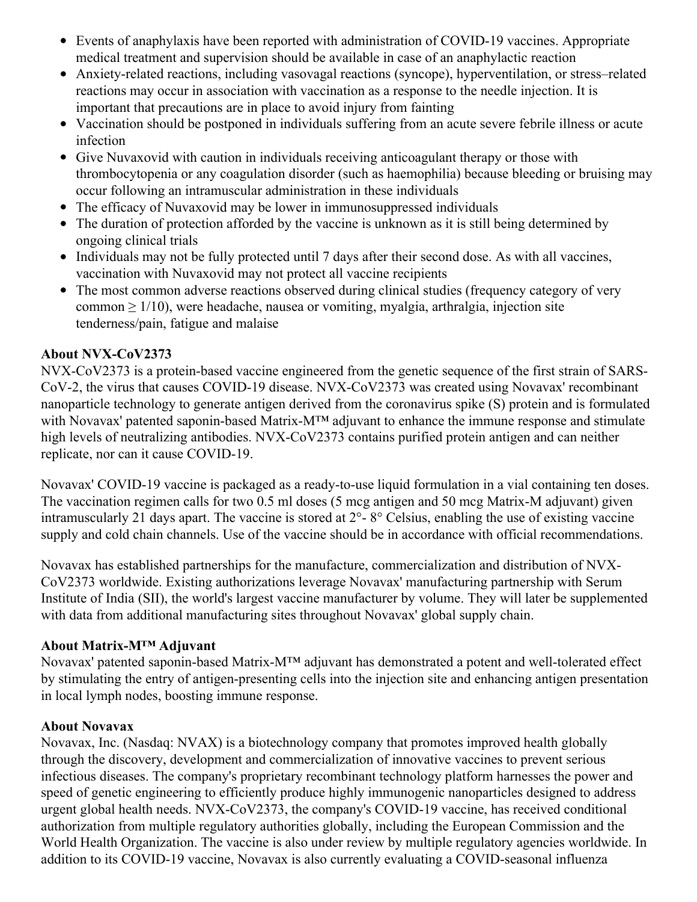- Events of anaphylaxis have been reported with administration of COVID-19 vaccines. Appropriate medical treatment and supervision should be available in case of an anaphylactic reaction
- Anxiety-related reactions, including vasovagal reactions (syncope), hyperventilation, or stress–related reactions may occur in association with vaccination as a response to the needle injection. It is important that precautions are in place to avoid injury from fainting
- Vaccination should be postponed in individuals suffering from an acute severe febrile illness or acute infection
- Give Nuvaxovid with caution in individuals receiving anticoagulant therapy or those with thrombocytopenia or any coagulation disorder (such as haemophilia) because bleeding or bruising may occur following an intramuscular administration in these individuals
- The efficacy of Nuvaxovid may be lower in immunosuppressed individuals
- The duration of protection afforded by the vaccine is unknown as it is still being determined by ongoing clinical trials
- Individuals may not be fully protected until 7 days after their second dose. As with all vaccines, vaccination with Nuvaxovid may not protect all vaccine recipients
- The most common adverse reactions observed during clinical studies (frequency category of very common $\geq 1/10$), were headache, nausea or vomiting, myalgia, arthralgia, injection site tenderness/pain, fatigue and malaise

**About NVX-CoV2373**

NVX-CoV2373 is a protein-based vaccine engineered from the genetic sequence of the first strain of SARS-CoV-2, the virus that causes COVID-19 disease. NVX-CoV2373 was created using Novavax' recombinant nanoparticle technology to generate antigen derived from the coronavirus spike (S) protein and is formulated with Novavax' patented saponin-based Matrix-M™ adjuvant to enhance the immune response and stimulate high levels of neutralizing antibodies. NVX-CoV2373 contains purified protein antigen and can neither replicate, nor can it cause COVID-19.

Novavax' COVID-19 vaccine is packaged as a ready-to-use liquid formulation in a vial containing ten doses. The vaccination regimen calls for two 0.5 ml doses (5 mcg antigen and 50 mcg Matrix-M adjuvant) given intramuscularly 21 days apart. The vaccine is stored at 2°- 8° Celsius, enabling the use of existing vaccine supply and cold chain channels. Use of the vaccine should be in accordance with official recommendations.

Novavax has established partnerships for the manufacture, commercialization and distribution of NVX-CoV2373 worldwide. Existing authorizations leverage Novavax' manufacturing partnership with Serum Institute of India (SII), the world's largest vaccine manufacturer by volume. They will later be supplemented with data from additional manufacturing sites throughout Novavax' global supply chain.

**About Matrix-M™ Adjuvant**

Novavax' patented saponin-based Matrix-M™ adjuvant has demonstrated a potent and well-tolerated effect by stimulating the entry of antigen-presenting cells into the injection site and enhancing antigen presentation in local lymph nodes, boosting immune response.

**About Novavax**

Novavax, Inc. (Nasdaq: NVAX) is a biotechnology company that promotes improved health globally through the discovery, development and commercialization of innovative vaccines to prevent serious infectious diseases. The company's proprietary recombinant technology platform harnesses the power and speed of genetic engineering to efficiently produce highly immunogenic nanoparticles designed to address urgent global health needs. NVX-CoV2373, the company's COVID-19 vaccine, has received conditional authorization from multiple regulatory authorities globally, including the European Commission and the World Health Organization. The vaccine is also under review by multiple regulatory agencies worldwide. In addition to its COVID-19 vaccine, Novavax is also currently evaluating a COVID-seasonal influenza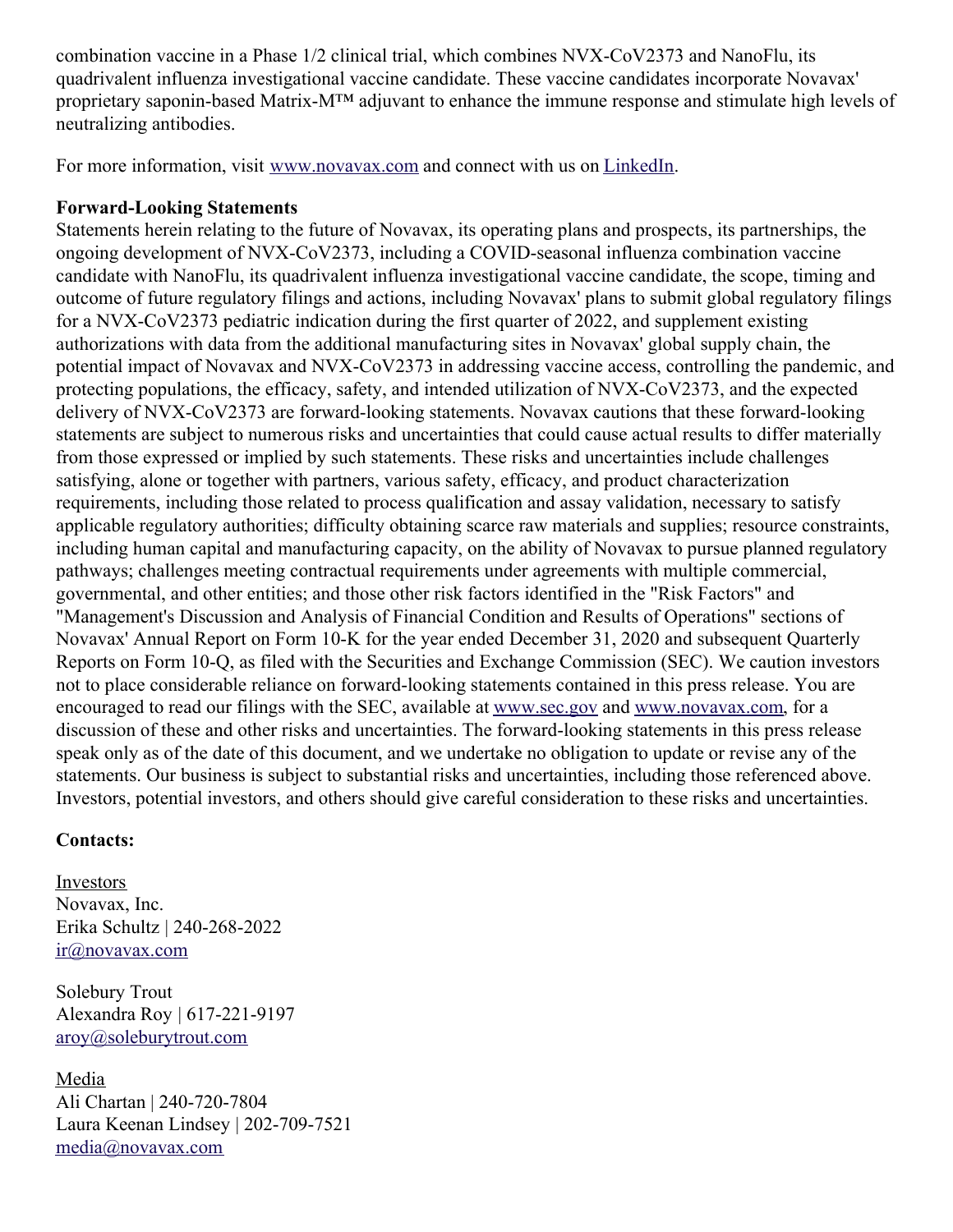combination vaccine in a Phase 1/2 clinical trial, which combines NVX-CoV2373 and NanoFlu, its quadrivalent influenza investigational vaccine candidate. These vaccine candidates incorporate Novavax' proprietary saponin-based Matrix-M™ adjuvant to enhance the immune response and stimulate high levels of neutralizing antibodies.

For more information, visit [www.novavax.com](http://www.novavax.com) and connect with us on [LinkedIn](https://www.linkedin.com).

**Forward-Looking Statements**

Statements herein relating to the future of Novavax, its operating plans and prospects, its partnerships, the ongoing development of NVX-CoV2373, including a COVID-seasonal influenza combination vaccine candidate with NanoFlu, its quadrivalent influenza investigational vaccine candidate, the scope, timing and outcome of future regulatory filings and actions, including Novavax' plans to submit global regulatory filings for a NVX-CoV2373 pediatric indication during the first quarter of 2022, and supplement existing authorizations with data from the additional manufacturing sites in Novavax' global supply chain, the potential impact of Novavax and NVX-CoV2373 in addressing vaccine access, controlling the pandemic, and protecting populations, the efficacy, safety, and intended utilization of NVX-CoV2373, and the expected delivery of NVX-CoV2373 are forward-looking statements. Novavax cautions that these forward-looking statements are subject to numerous risks and uncertainties that could cause actual results to differ materially from those expressed or implied by such statements. These risks and uncertainties include challenges satisfying, alone or together with partners, various safety, efficacy, and product characterization requirements, including those related to process qualification and assay validation, necessary to satisfy applicable regulatory authorities; difficulty obtaining scarce raw materials and supplies; resource constraints, including human capital and manufacturing capacity, on the ability of Novavax to pursue planned regulatory pathways; challenges meeting contractual requirements under agreements with multiple commercial, governmental, and other entities; and those other risk factors identified in the "Risk Factors" and "Management's Discussion and Analysis of Financial Condition and Results of Operations" sections of Novavax' Annual Report on Form 10-K for the year ended December 31, 2020 and subsequent Quarterly Reports on Form 10-Q, as filed with the Securities and Exchange Commission (SEC). We caution investors not to place considerable reliance on forward-looking statements contained in this press release. You are encouraged to read our filings with the SEC, available at [www.sec.gov](http://www.sec.gov) and [www.novavax.com](http://www.novavax.com), for a discussion of these and other risks and uncertainties. The forward-looking statements in this press release speak only as of the date of this document, and we undertake no obligation to update or revise any of the statements. Our business is subject to substantial risks and uncertainties, including those referenced above. Investors, potential investors, and others should give careful consideration to these risks and uncertainties.

**Contacts:**

Investors
Novavax, Inc.
Erika Schultz | 240-268-2022
[ir@novavax.com](mailto:ir@novavax.com)

Solebury Trout
Alexandra Roy | 617-221-9197
[aroy@soleburytrout.com](mailto:aroy@soleburytrout.com)

Media
Ali Chartan | 240-720-7804
Laura Keenan Lindsey | 202-709-7521
[media@novavax.com](mailto:media@novavax.com)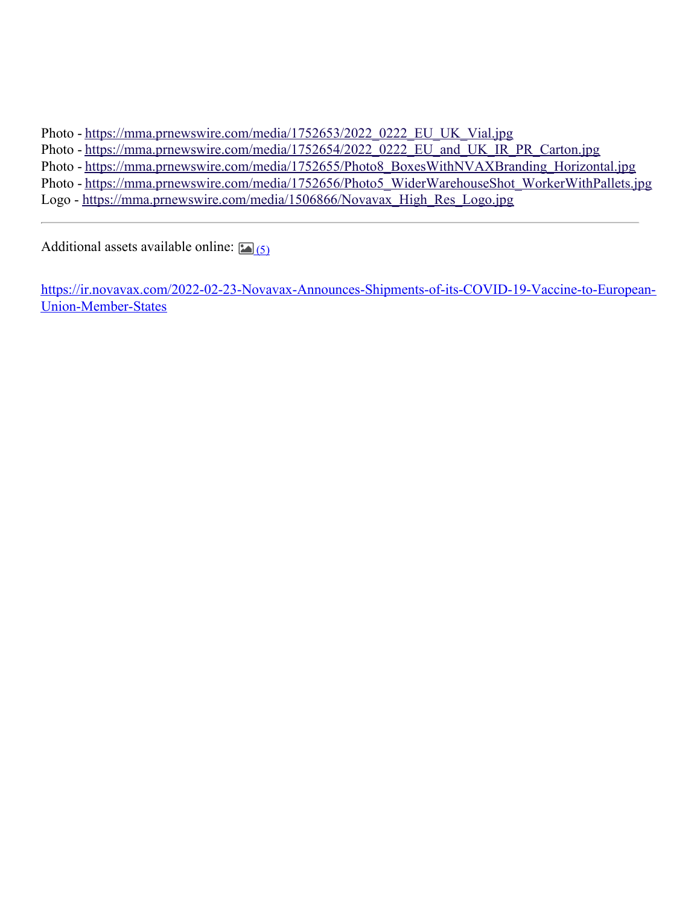Photo - https://mma.prnewswire.com/media/1752653/2022_0222_EU_UK_Vial.jpg
Photo - https://mma.prnewswire.com/media/1752654/2022_0222_EU_and_UK_IR_PR_Carton.jpg
Photo - https://mma.prnewswire.com/media/1752655/Photo8_BoxesWithNVAXBranding_Horizontal.jpg
Photo - https://mma.prnewswire.com/media/1752656/Photo5_WiderWarehouseShot_WorkerWithPallets.jpg
Logo - https://mma.prnewswire.com/media/1506866/Novavax_High_Res_Logo.jpg

---

Additional assets available online: (5)

https://ir.novavax.com/2022-02-23-Novavax-Announces-Shipments-of-its-COVID-19-Vaccine-to-European-Union-Member-States